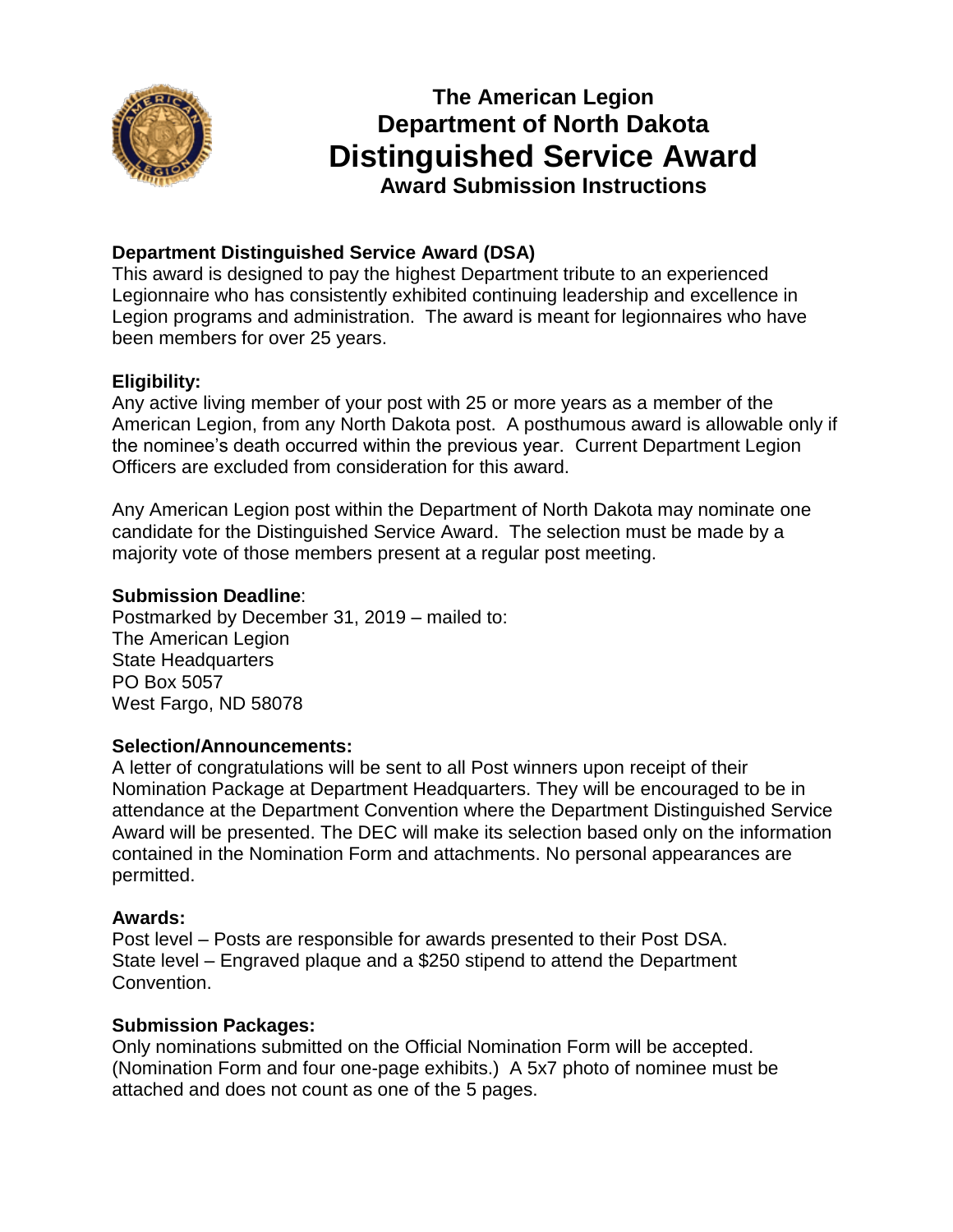# The American Legion
# Department of North Dakota
# Distinguished Service Award
## Award Submission Instructions

**Department Distinguished Service Award (DSA)**
This award is designed to pay the highest Department tribute to an experienced Legionnaire who has consistently exhibited continuing leadership and excellence in Legion programs and administration. The award is meant for legionnaires who have been members for over 25 years.

**Eligibility:**
Any active living member of your post with 25 or more years as a member of the American Legion, from any North Dakota post. A posthumous award is allowable only if the nominee's death occurred within the previous year. Current Department Legion Officers are excluded from consideration for this award.

Any American Legion post within the Department of North Dakota may nominate one candidate for the Distinguished Service Award. The selection must be made by a majority vote of those members present at a regular post meeting.

**Submission Deadline**:
Postmarked by December 31, 2019 – mailed to:
The American Legion
State Headquarters
PO Box 5057
West Fargo, ND 58078

**Selection/Announcements:**
A letter of congratulations will be sent to all Post winners upon receipt of their Nomination Package at Department Headquarters. They will be encouraged to be in attendance at the Department Convention where the Department Distinguished Service Award will be presented. The DEC will make its selection based only on the information contained in the Nomination Form and attachments. No personal appearances are permitted.

**Awards:**
Post level – Posts are responsible for awards presented to their Post DSA.
State level – Engraved plaque and a $250 stipend to attend the Department Convention.

**Submission Packages:**
Only nominations submitted on the Official Nomination Form will be accepted. (Nomination Form and four one-page exhibits.) A 5x7 photo of nominee must be attached and does not count as one of the 5 pages.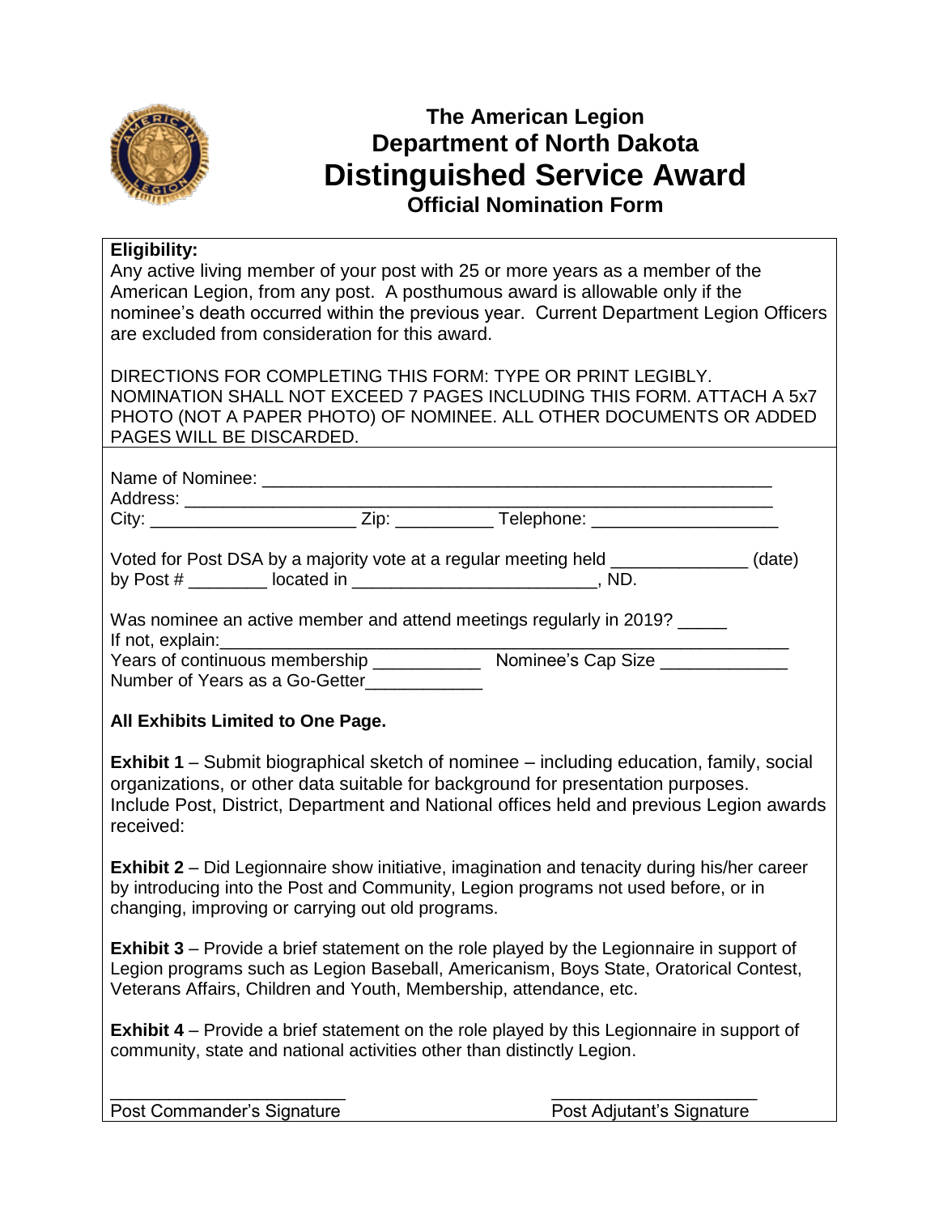# The American Legion
# Department of North Dakota
# Distinguished Service Award
## Official Nomination Form

**Eligibility:**
Any active living member of your post with 25 or more years as a member of the American Legion, from any post. A posthumous award is allowable only if the nominee's death occurred within the previous year. Current Department Legion Officers are excluded from consideration for this award.

DIRECTIONS FOR COMPLETING THIS FORM: TYPE OR PRINT LEGIBLY. NOMINATION SHALL NOT EXCEED 7 PAGES INCLUDING THIS FORM. ATTACH A 5x7 PHOTO (NOT A PAPER PHOTO) OF NOMINEE. ALL OTHER DOCUMENTS OR ADDED PAGES WILL BE DISCARDED.

Name of Nominee: ______________________________________________________
Address: ___________________________________________________________
City: _____________________ Zip: __________ Telephone: ___________________

Voted for Post DSA by a majority vote at a regular meeting held ______________ (date) by Post # ________ located in _________________________, ND.

Was nominee an active member and attend meetings regularly in 2019? _____
If not, explain:_____________________________________________________________
Years of continuous membership ___________ Nominee's Cap Size _____________
Number of Years as a Go-Getter____________

**All Exhibits Limited to One Page.**

**Exhibit 1** – Submit biographical sketch of nominee – including education, family, social organizations, or other data suitable for background for presentation purposes. Include Post, District, Department and National offices held and previous Legion awards received:

**Exhibit 2** – Did Legionnaire show initiative, imagination and tenacity during his/her career by introducing into the Post and Community, Legion programs not used before, or in changing, improving or carrying out old programs.

**Exhibit 3** – Provide a brief statement on the role played by the Legionnaire in support of Legion programs such as Legion Baseball, Americanism, Boys State, Oratorical Contest, Veterans Affairs, Children and Youth, Membership, attendance, etc.

**Exhibit 4** – Provide a brief statement on the role played by this Legionnaire in support of community, state and national activities other than distinctly Legion.

_________________________ _____________________
Post Commander's Signature Post Adjutant's Signature